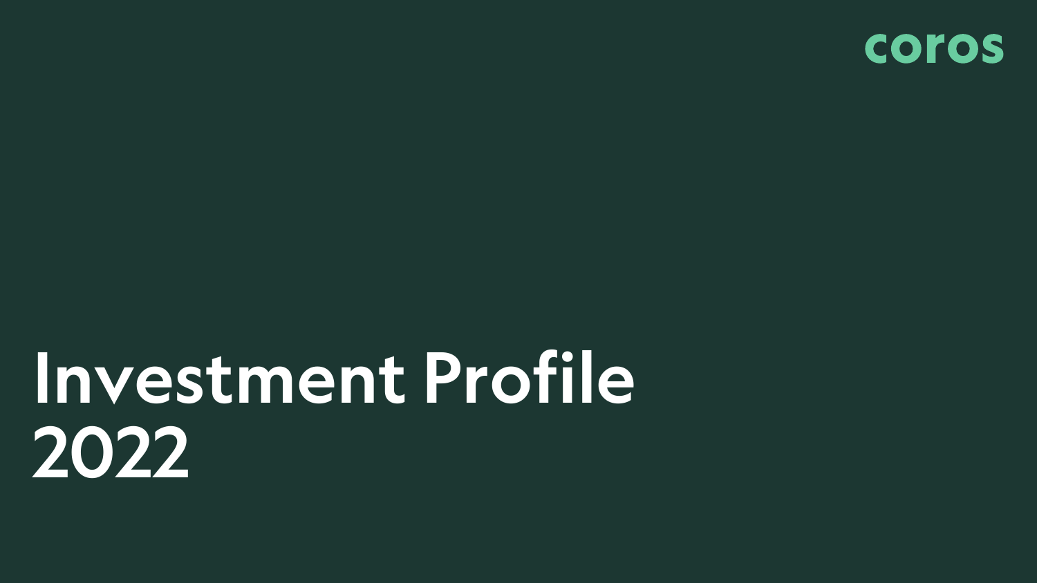coros

# Investment Profile 2022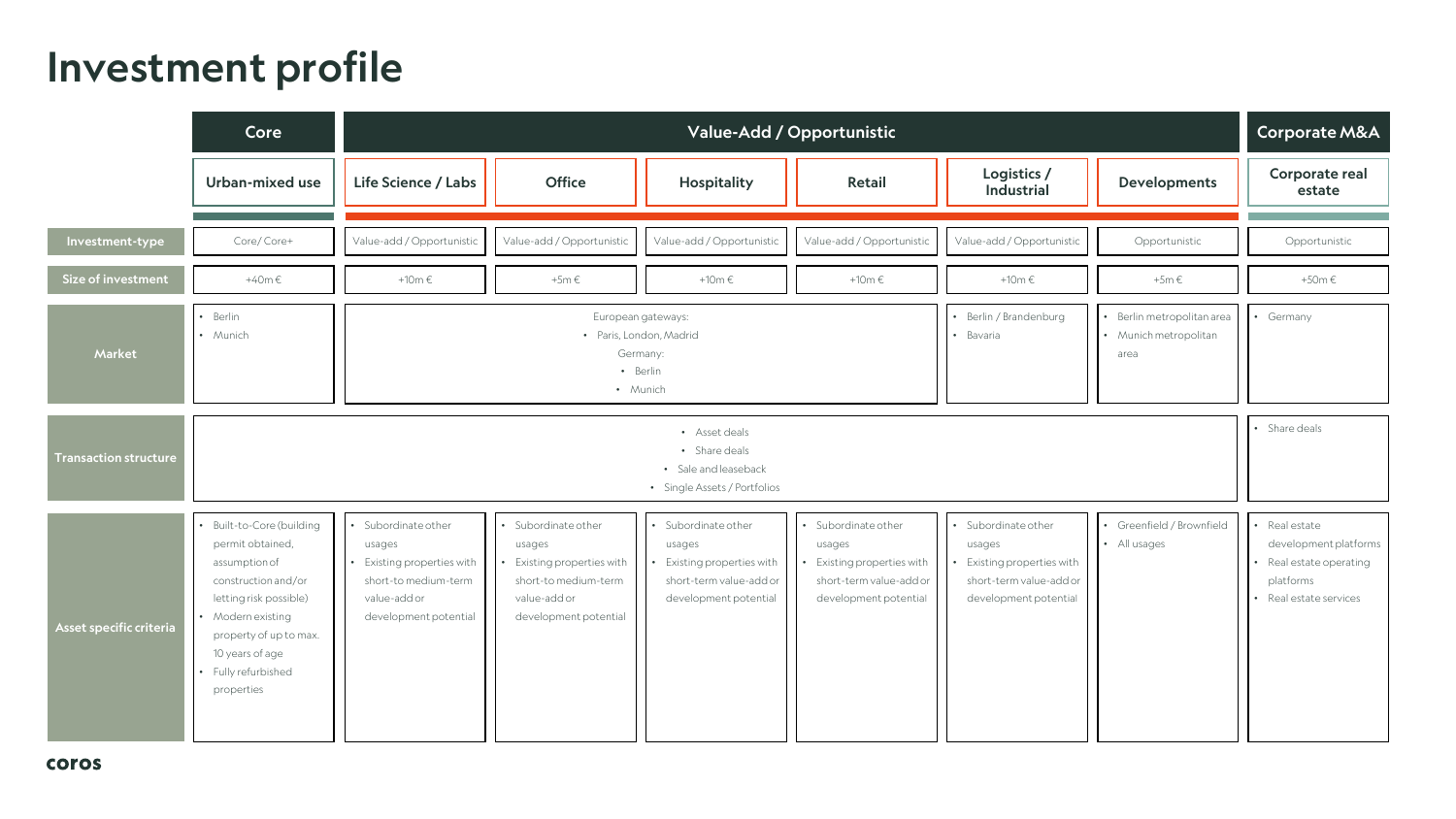# Investment profile

| | Core | Value-Add / Opportunistic | | | | | | Corporate M&A |
|---|---|---|---|---|---|---|---|---|
| | Urban-mixed use | Life Science / Labs | Office | Hospitality | Retail | Logistics / Industrial | Developments | Corporate real estate |
| **Investment-type** | Core/ Core+ | Value-add / Opportunistic | Value-add / Opportunistic | Value-add / Opportunistic | Value-add / Opportunistic | Value-add / Opportunistic | Opportunistic | Opportunistic |
| **Size of investment** | +40m € | +10m € | +5m € | +10m € | +10m € | +10m € | +5m € | +50m € |
| **Market** | • Berlin<br>• Munich | European gateways:<br>• Paris, London, Madrid<br>Germany:<br>• Berlin<br>• Munich | | | | • Berlin / Brandenburg<br>• Bavaria | • Berlin metropolitan area<br>• Munich metropolitan area | • Germany |
| **Transaction structure** | • Asset deals<br>• Share deals<br>• Sale and leaseback<br>• Single Assets / Portfolios | | | | | | | • Share deals |
| **Asset specific criteria** | • Built-to-Core (building permit obtained, assumption of construction and/or letting risk possible)<br>• Modern existing property of up to max. 10 years of age<br>• Fully refurbished properties | • Subordinate other usages<br>• Existing properties with short-to medium-term value-add or development potential | • Subordinate other usages<br>• Existing properties with short-to medium-term value-add or development potential | • Subordinate other usages<br>• Existing properties with short-term value-add or development potential | • Subordinate other usages<br>• Existing properties with short-term value-add or development potential | • Subordinate other usages<br>• Existing properties with short-term value-add or development potential | • Greenfield / Brownfield<br>• All usages | • Real estate development platforms<br>• Real estate operating platforms<br>• Real estate services |

coros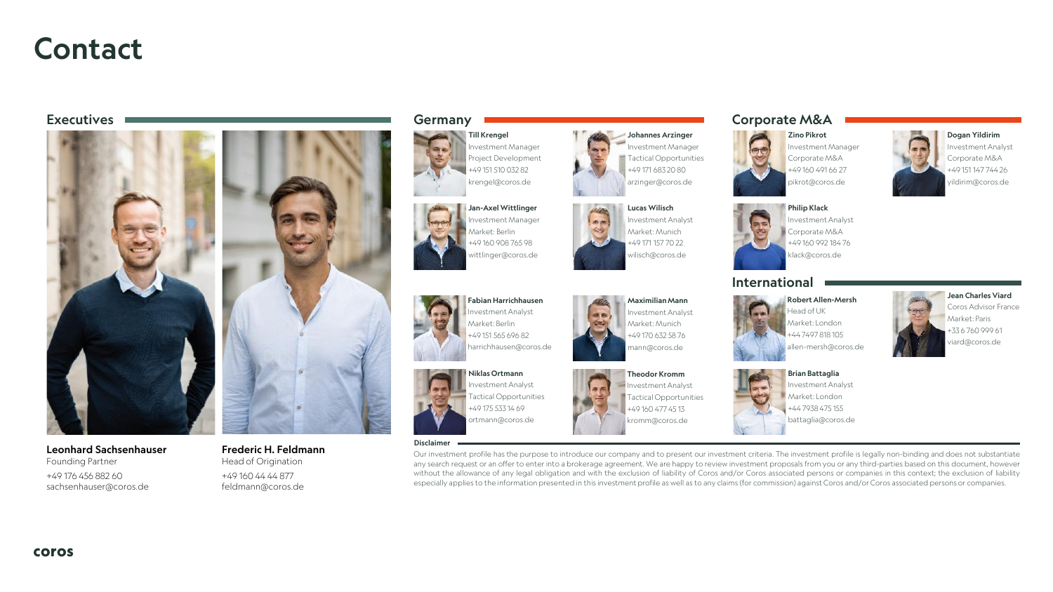# Contact

## Executives

**Leonhard Sachsenhauser**
Founding Partner
+49 176 456 882 60
sachsenhauser@coros.de

**Frederic H. Feldmann**
Head of Origination
+49 160 44 44 877
feldmann@coros.de

## Germany

**Till Krengel**
Investment Manager
Project Development
+49 151 510 032 82
krengel@coros.de

**Johannes Arzinger**
Investment Manager
Tactical Opportunities
+49 171 683 20 80
arzinger@coros.de

**Jan-Axel Wittlinger**
Investment Manager
Market: Berlin
+49 160 908 765 98
wittlinger@coros.de

**Lucas Wilisch**
Investment Analyst
Market: Munich
+49 171 157 70 22
wilisch@coros.de

**Fabian Harrichhausen**
Investment Analyst
Market: Berlin
+49 151 565 696 82
harrichhausen@coros.de

**Maximilian Mann**
Investment Analyst
Market: Munich
+49 170 632 58 76
mann@coros.de

**Niklas Ortmann**
Investment Analyst
Tactical Opportunities
+49 175 533 14 69
ortmann@coros.de

**Theodor Kromm**
Investment Analyst
Tactical Opportunities
+49 160 477 45 13
kromm@coros.de

## Corporate M&A

**Zino Pikrot**
Investment Manager
Corporate M&A
+49 160 491 66 27
pikrot@coros.de

**Dogan Yildirim**
Investment Analyst
Corporate M&A
+49 151 147 744 26
yildirim@coros.de

**Philip Klack**
Investment Analyst
Corporate M&A
+49 160 992 184 76
klack@coros.de

## International

**Robert Allen-Mersh**
Head of UK
Market: London
+44 7497 818 105
allen-mersh@coros.de

**Jean Charles Viard**
Coros Advisor France
Market: Paris
+33 6 760 999 61
viard@coros.de

**Brian Battaglia**
Investment Analyst
Market: London
+44 7938 475 155
battaglia@coros.de

**Disclaimer**

Our investment profile has the purpose to introduce our company and to present our investment criteria. The investment profile is legally non-binding and does not substantiate any search request or an offer to enter into a brokerage agreement. We are happy to review investment proposals from you or any third-parties based on this document, however without the allowance of any legal obligation and with the exclusion of liability of Coros and/or Coros associated persons or companies in this context; the exclusion of liability especially applies to the information presented in this investment profile as well as to any claims (for commission) against Coros and/or Coros associated persons or companies.

coros